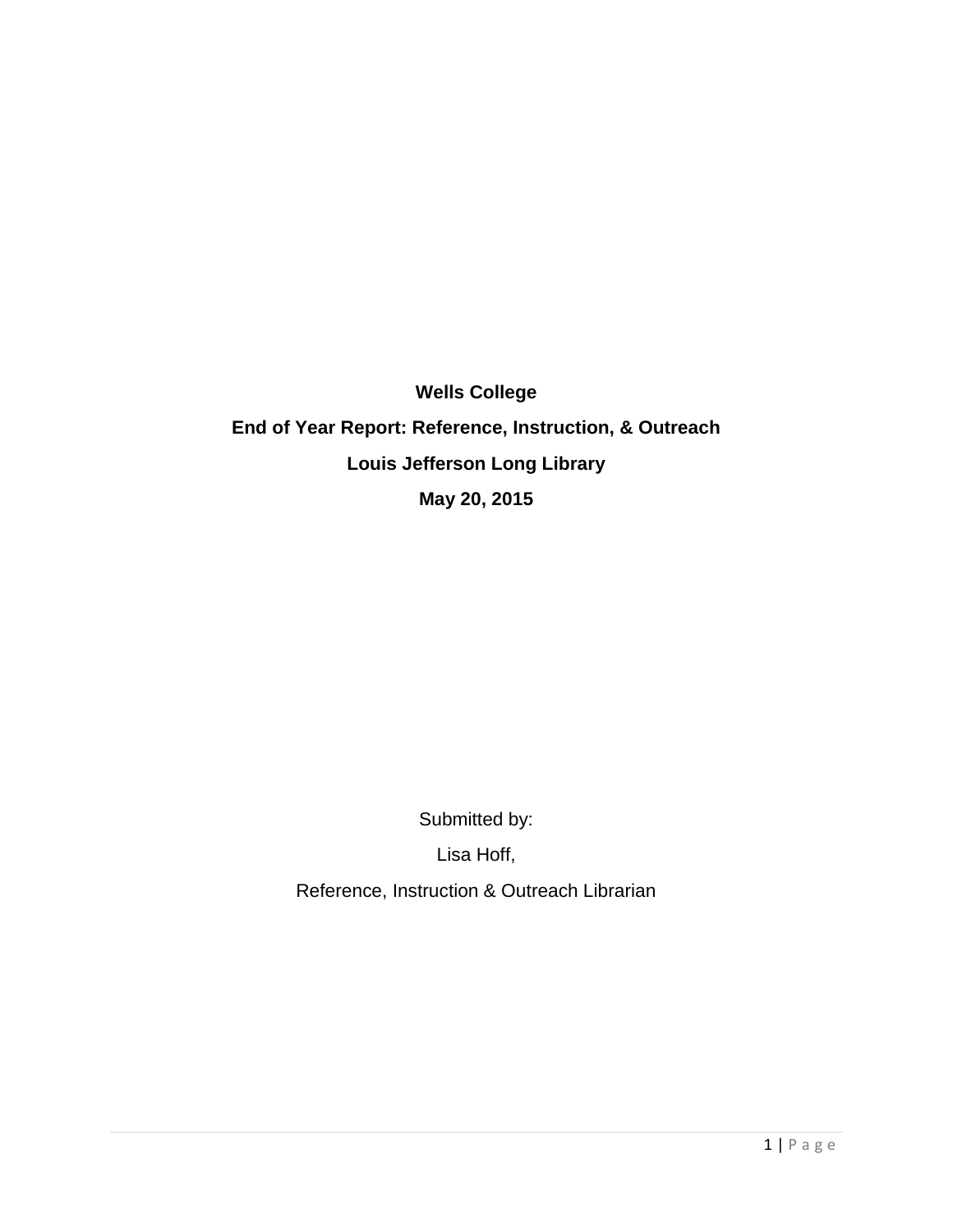**Wells College**

**End of Year Report: Reference, Instruction, & Outreach**

**Louis Jefferson Long Library**

**May 20, 2015**

Submitted by:

Lisa Hoff,

Reference, Instruction & Outreach Librarian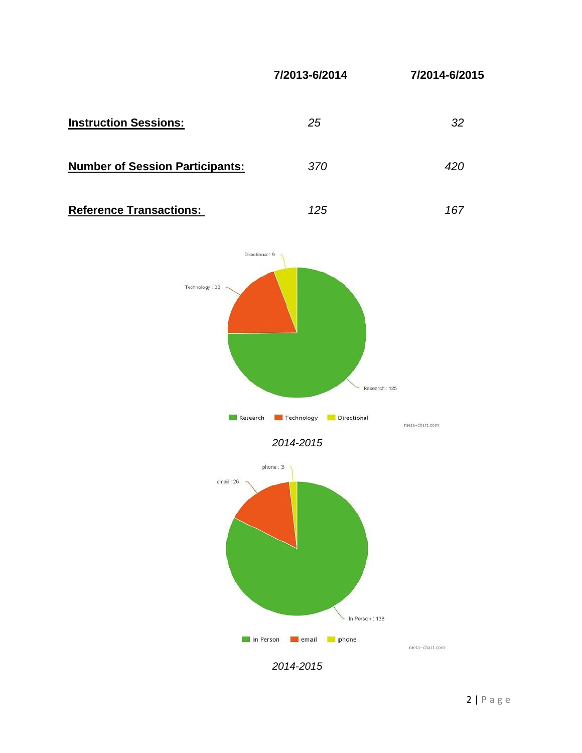|  | 7/2013-6/2014 | 7/2014-6/2015 |
|---|---|---|
| **Instruction Sessions:** | *25* | *32* |
| **Number of Session Participants:** | *370* | *420* |
| **Reference Transactions:** | *125* | *167* |

*2014-2015*

*2014-2015*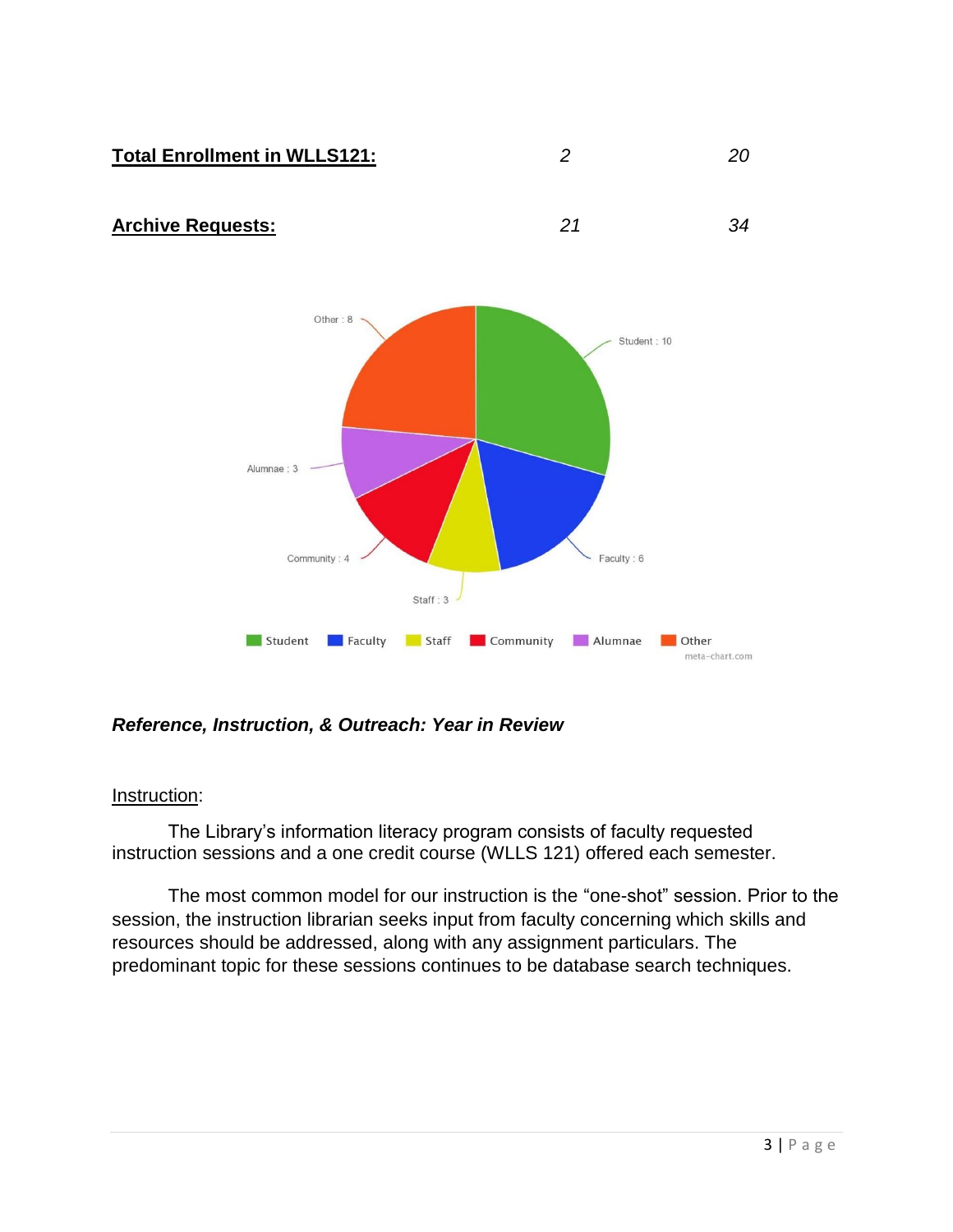| | | |
|---|---|---|
| **Total Enrollment in WLLS121:** | *2* | *20* |
| **Archive Requests:** | *21* | *34* |

***Reference, Instruction, & Outreach: Year in Review***

Instruction:

The Library's information literacy program consists of faculty requested instruction sessions and a one credit course (WLLS 121) offered each semester.

The most common model for our instruction is the "one-shot" session. Prior to the session, the instruction librarian seeks input from faculty concerning which skills and resources should be addressed, along with any assignment particulars. The predominant topic for these sessions continues to be database search techniques.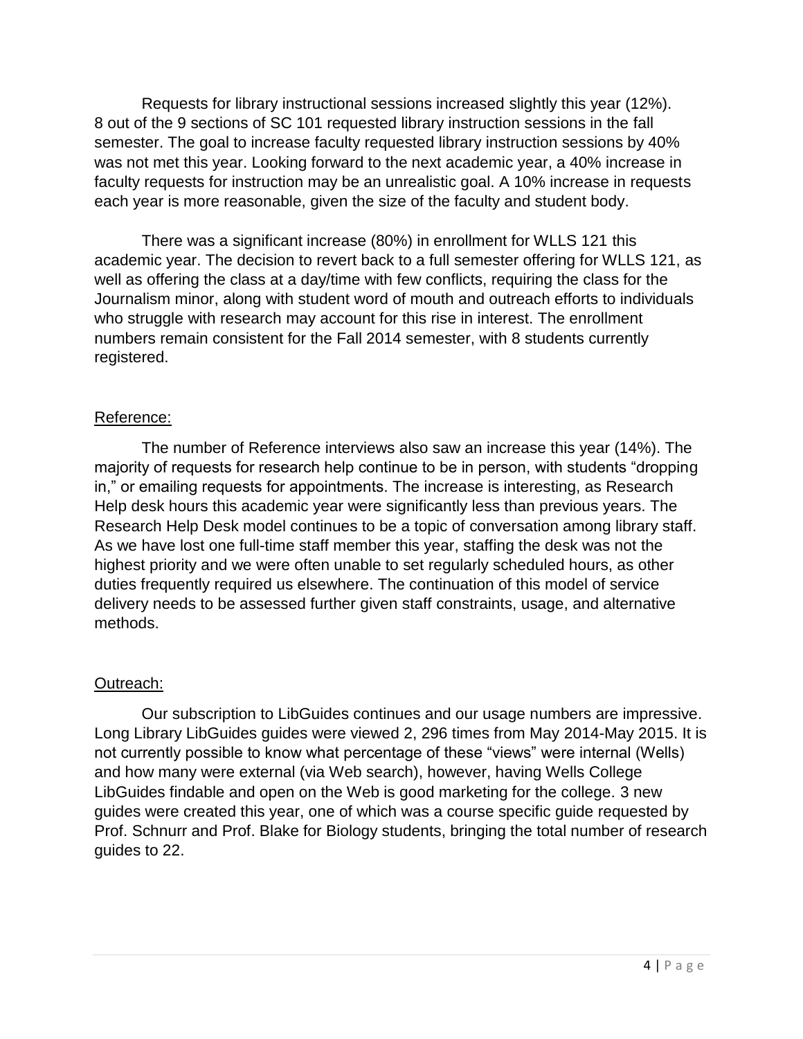Requests for library instructional sessions increased slightly this year (12%). 8 out of the 9 sections of SC 101 requested library instruction sessions in the fall semester. The goal to increase faculty requested library instruction sessions by 40% was not met this year. Looking forward to the next academic year, a 40% increase in faculty requests for instruction may be an unrealistic goal. A 10% increase in requests each year is more reasonable, given the size of the faculty and student body.

There was a significant increase (80%) in enrollment for WLLS 121 this academic year. The decision to revert back to a full semester offering for WLLS 121, as well as offering the class at a day/time with few conflicts, requiring the class for the Journalism minor, along with student word of mouth and outreach efforts to individuals who struggle with research may account for this rise in interest. The enrollment numbers remain consistent for the Fall 2014 semester, with 8 students currently registered.

## Reference:

The number of Reference interviews also saw an increase this year (14%). The majority of requests for research help continue to be in person, with students "dropping in," or emailing requests for appointments. The increase is interesting, as Research Help desk hours this academic year were significantly less than previous years. The Research Help Desk model continues to be a topic of conversation among library staff. As we have lost one full-time staff member this year, staffing the desk was not the highest priority and we were often unable to set regularly scheduled hours, as other duties frequently required us elsewhere. The continuation of this model of service delivery needs to be assessed further given staff constraints, usage, and alternative methods.

## Outreach:

Our subscription to LibGuides continues and our usage numbers are impressive. Long Library LibGuides guides were viewed 2, 296 times from May 2014-May 2015. It is not currently possible to know what percentage of these "views" were internal (Wells) and how many were external (via Web search), however, having Wells College LibGuides findable and open on the Web is good marketing for the college. 3 new guides were created this year, one of which was a course specific guide requested by Prof. Schnurr and Prof. Blake for Biology students, bringing the total number of research guides to 22.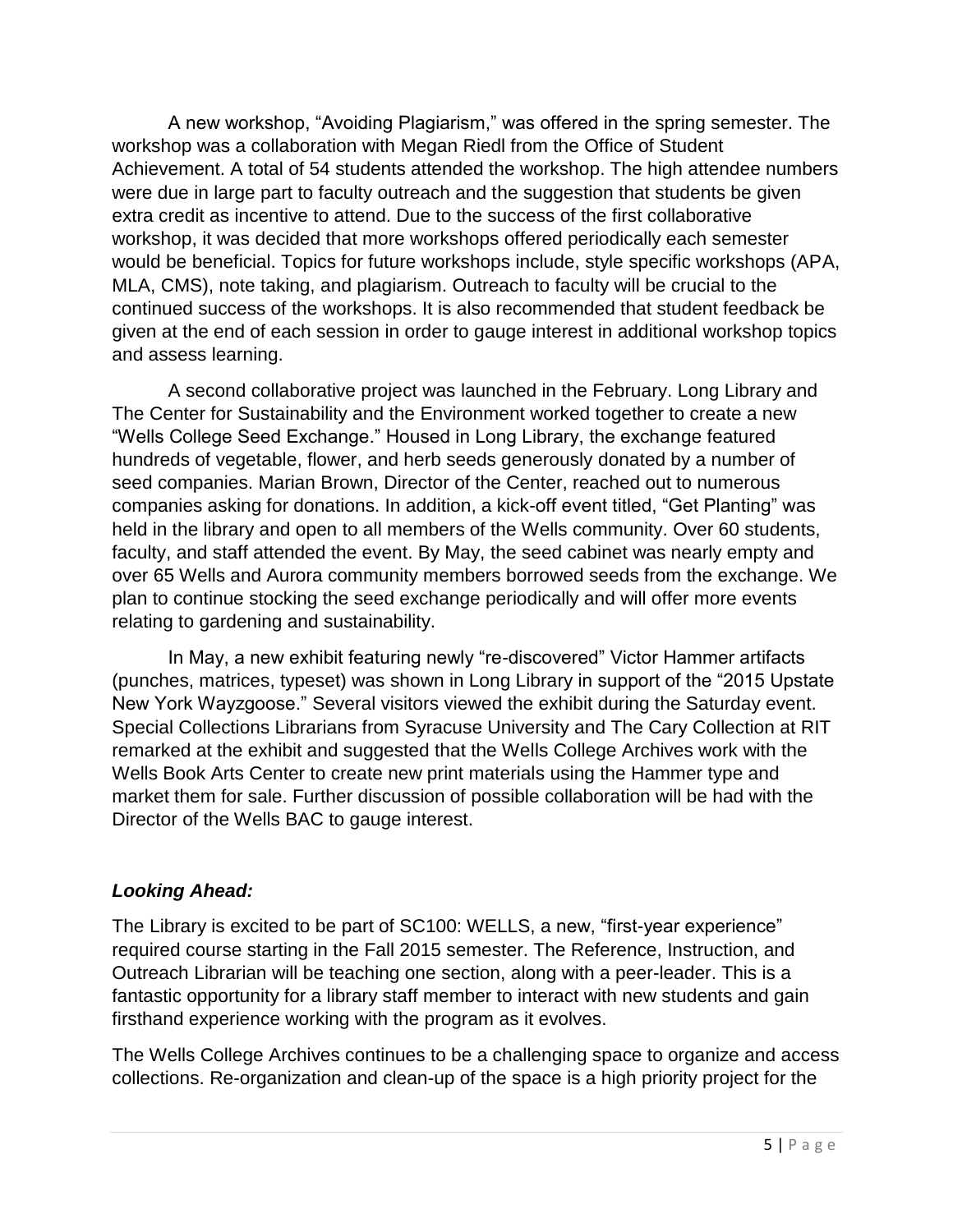A new workshop, "Avoiding Plagiarism," was offered in the spring semester. The workshop was a collaboration with Megan Riedl from the Office of Student Achievement. A total of 54 students attended the workshop. The high attendee numbers were due in large part to faculty outreach and the suggestion that students be given extra credit as incentive to attend. Due to the success of the first collaborative workshop, it was decided that more workshops offered periodically each semester would be beneficial. Topics for future workshops include, style specific workshops (APA, MLA, CMS), note taking, and plagiarism. Outreach to faculty will be crucial to the continued success of the workshops. It is also recommended that student feedback be given at the end of each session in order to gauge interest in additional workshop topics and assess learning.

A second collaborative project was launched in the February. Long Library and The Center for Sustainability and the Environment worked together to create a new "Wells College Seed Exchange." Housed in Long Library, the exchange featured hundreds of vegetable, flower, and herb seeds generously donated by a number of seed companies. Marian Brown, Director of the Center, reached out to numerous companies asking for donations. In addition, a kick-off event titled, "Get Planting" was held in the library and open to all members of the Wells community. Over 60 students, faculty, and staff attended the event. By May, the seed cabinet was nearly empty and over 65 Wells and Aurora community members borrowed seeds from the exchange. We plan to continue stocking the seed exchange periodically and will offer more events relating to gardening and sustainability.

In May, a new exhibit featuring newly "re-discovered" Victor Hammer artifacts (punches, matrices, typeset) was shown in Long Library in support of the "2015 Upstate New York Wayzgoose." Several visitors viewed the exhibit during the Saturday event. Special Collections Librarians from Syracuse University and The Cary Collection at RIT remarked at the exhibit and suggested that the Wells College Archives work with the Wells Book Arts Center to create new print materials using the Hammer type and market them for sale. Further discussion of possible collaboration will be had with the Director of the Wells BAC to gauge interest.

### ***Looking Ahead:***

The Library is excited to be part of SC100: WELLS, a new, "first-year experience" required course starting in the Fall 2015 semester. The Reference, Instruction, and Outreach Librarian will be teaching one section, along with a peer-leader. This is a fantastic opportunity for a library staff member to interact with new students and gain firsthand experience working with the program as it evolves.

The Wells College Archives continues to be a challenging space to organize and access collections. Re-organization and clean-up of the space is a high priority project for the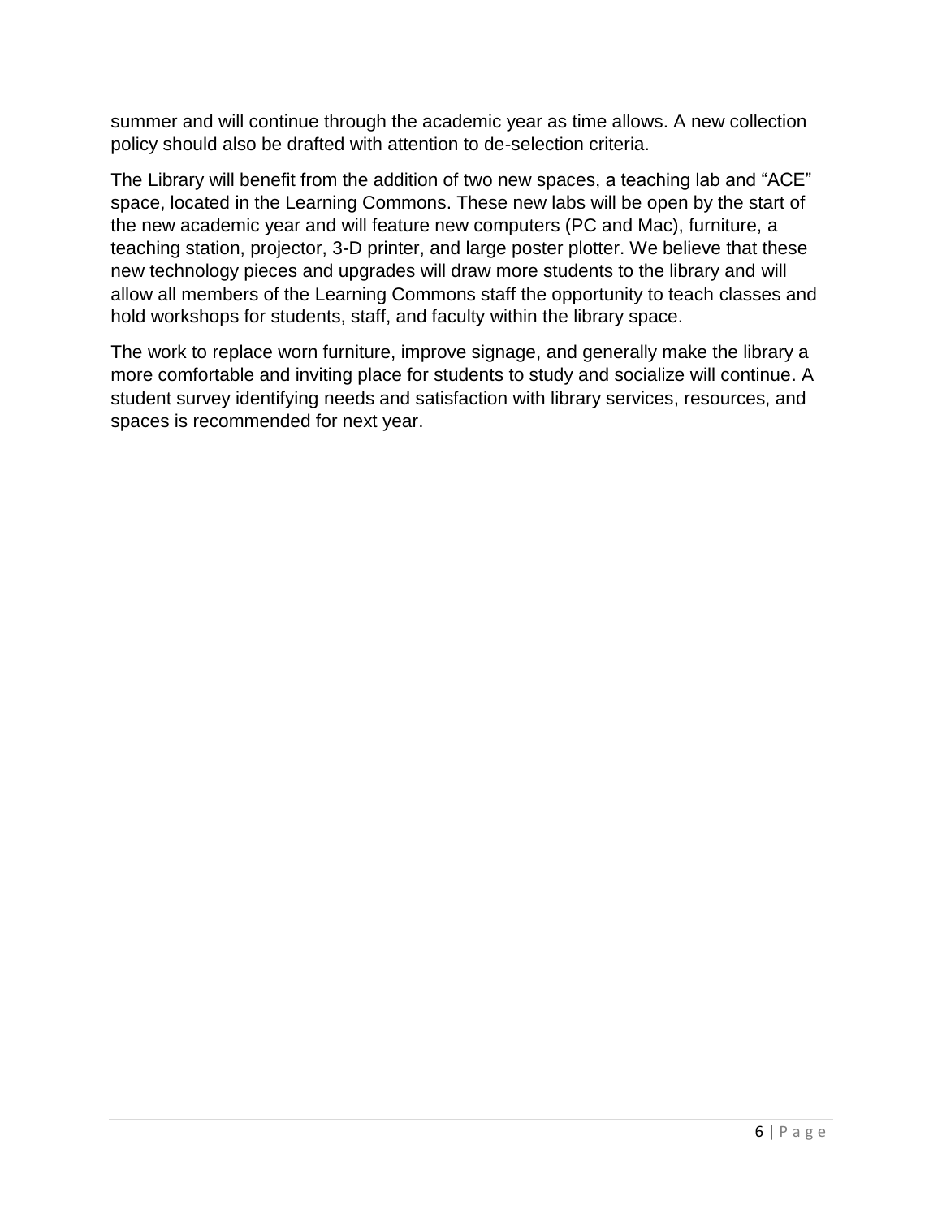summer and will continue through the academic year as time allows. A new collection policy should also be drafted with attention to de-selection criteria.

The Library will benefit from the addition of two new spaces, a teaching lab and "ACE" space, located in the Learning Commons. These new labs will be open by the start of the new academic year and will feature new computers (PC and Mac), furniture, a teaching station, projector, 3-D printer, and large poster plotter. We believe that these new technology pieces and upgrades will draw more students to the library and will allow all members of the Learning Commons staff the opportunity to teach classes and hold workshops for students, staff, and faculty within the library space.

The work to replace worn furniture, improve signage, and generally make the library a more comfortable and inviting place for students to study and socialize will continue. A student survey identifying needs and satisfaction with library services, resources, and spaces is recommended for next year.